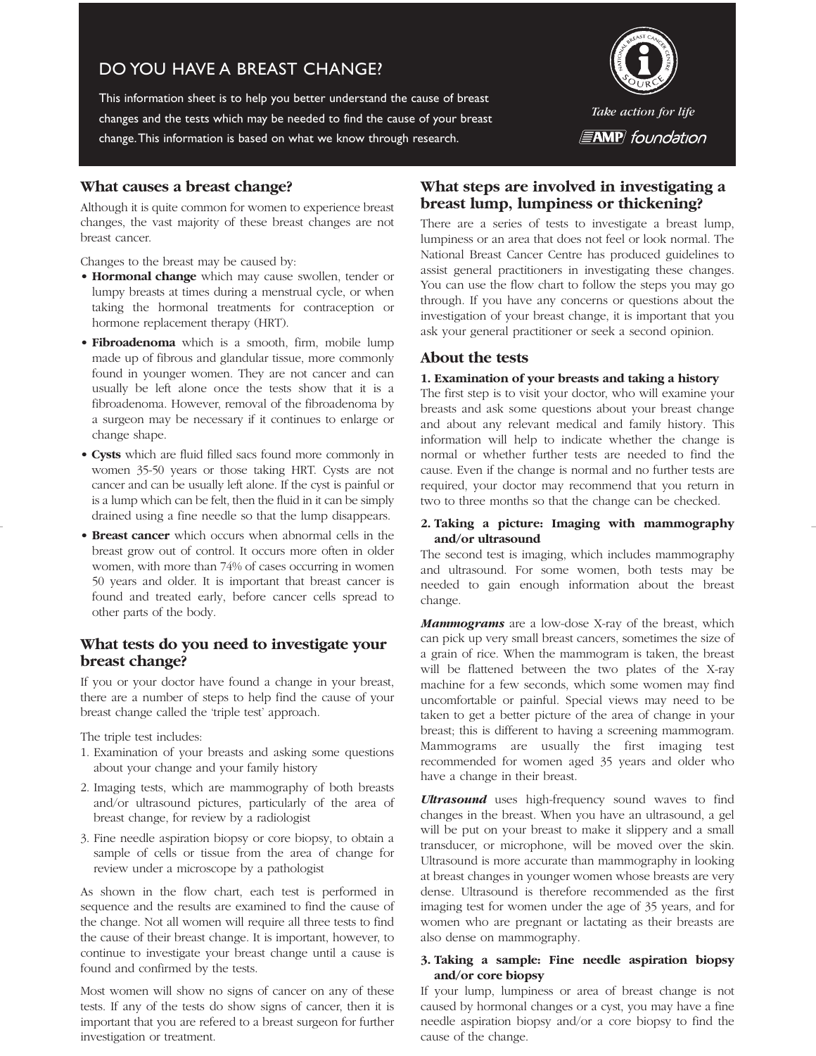# DO YOU HAVE A BREAST CHANGE?

This information sheet is to help you better understand the cause of breast changes and the tests which may be needed to find the cause of your breast change. This information is based on what we know through research.

NATIONAL BREAST CANCER CENTRE SOURCE

*Take action for life*

AMP foundation

## What causes a breast change?

Although it is quite common for women to experience breast changes, the vast majority of these breast changes are not breast cancer.

Changes to the breast may be caused by:

- **Hormonal change** which may cause swollen, tender or lumpy breasts at times during a menstrual cycle, or when taking the hormonal treatments for contraception or hormone replacement therapy (HRT).
- **Fibroadenoma** which is a smooth, firm, mobile lump made up of fibrous and glandular tissue, more commonly found in younger women. They are not cancer and can usually be left alone once the tests show that it is a fibroadenoma. However, removal of the fibroadenoma by a surgeon may be necessary if it continues to enlarge or change shape.
- **Cysts** which are fluid filled sacs found more commonly in women 35-50 years or those taking HRT. Cysts are not cancer and can be usually left alone. If the cyst is painful or is a lump which can be felt, then the fluid in it can be simply drained using a fine needle so that the lump disappears.
- **Breast cancer** which occurs when abnormal cells in the breast grow out of control. It occurs more often in older women, with more than 74% of cases occurring in women 50 years and older. It is important that breast cancer is found and treated early, before cancer cells spread to other parts of the body.

## What tests do you need to investigate your breast change?

If you or your doctor have found a change in your breast, there are a number of steps to help find the cause of your breast change called the 'triple test' approach.

The triple test includes:

1. Examination of your breasts and asking some questions about your change and your family history
2. Imaging tests, which are mammography of both breasts and/or ultrasound pictures, particularly of the area of breast change, for review by a radiologist
3. Fine needle aspiration biopsy or core biopsy, to obtain a sample of cells or tissue from the area of change for review under a microscope by a pathologist

As shown in the flow chart, each test is performed in sequence and the results are examined to find the cause of the change. Not all women will require all three tests to find the cause of their breast change. It is important, however, to continue to investigate your breast change until a cause is found and confirmed by the tests.

Most women will show no signs of cancer on any of these tests. If any of the tests do show signs of cancer, then it is important that you are refered to a breast surgeon for further investigation or treatment.

## What steps are involved in investigating a breast lump, lumpiness or thickening?

There are a series of tests to investigate a breast lump, lumpiness or an area that does not feel or look normal. The National Breast Cancer Centre has produced guidelines to assist general practitioners in investigating these changes. You can use the flow chart to follow the steps you may go through. If you have any concerns or questions about the investigation of your breast change, it is important that you ask your general practitioner or seek a second opinion.

## About the tests

### 1. Examination of your breasts and taking a history

The first step is to visit your doctor, who will examine your breasts and ask some questions about your breast change and about any relevant medical and family history. This information will help to indicate whether the change is normal or whether further tests are needed to find the cause. Even if the change is normal and no further tests are required, your doctor may recommend that you return in two to three months so that the change can be checked.

### 2. Taking a picture: Imaging with mammography and/or ultrasound

The second test is imaging, which includes mammography and ultrasound. For some women, both tests may be needed to gain enough information about the breast change.

***Mammograms*** are a low-dose X-ray of the breast, which can pick up very small breast cancers, sometimes the size of a grain of rice. When the mammogram is taken, the breast will be flattened between the two plates of the X-ray machine for a few seconds, which some women may find uncomfortable or painful. Special views may need to be taken to get a better picture of the area of change in your breast; this is different to having a screening mammogram. Mammograms are usually the first imaging test recommended for women aged 35 years and older who have a change in their breast.

***Ultrasound*** uses high-frequency sound waves to find changes in the breast. When you have an ultrasound, a gel will be put on your breast to make it slippery and a small transducer, or microphone, will be moved over the skin. Ultrasound is more accurate than mammography in looking at breast changes in younger women whose breasts are very dense. Ultrasound is therefore recommended as the first imaging test for women under the age of 35 years, and for women who are pregnant or lactating as their breasts are also dense on mammography.

### 3. Taking a sample: Fine needle aspiration biopsy and/or core biopsy

If your lump, lumpiness or area of breast change is not caused by hormonal changes or a cyst, you may have a fine needle aspiration biopsy and/or a core biopsy to find the cause of the change.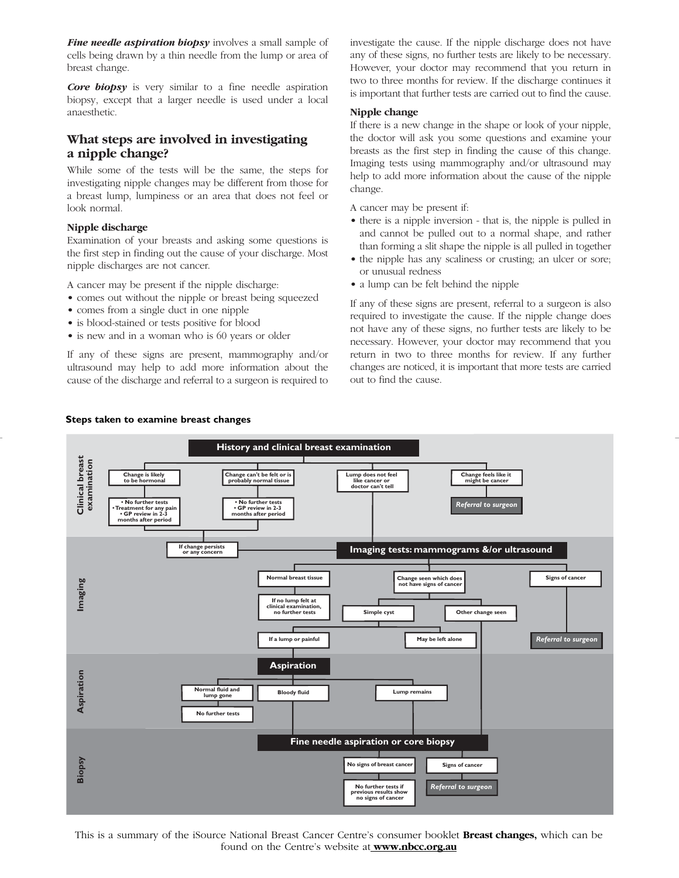***Fine needle aspiration biopsy*** involves a small sample of cells being drawn by a thin needle from the lump or area of breast change.

***Core biopsy*** is very similar to a fine needle aspiration biopsy, except that a larger needle is used under a local anaesthetic.

## What steps are involved in investigating a nipple change?

While some of the tests will be the same, the steps for investigating nipple changes may be different from those for a breast lump, lumpiness or an area that does not feel or look normal.

### Nipple discharge

Examination of your breasts and asking some questions is the first step in finding out the cause of your discharge. Most nipple discharges are not cancer.

A cancer may be present if the nipple discharge:

- comes out without the nipple or breast being squeezed
- comes from a single duct in one nipple
- is blood-stained or tests positive for blood
- is new and in a woman who is 60 years or older

If any of these signs are present, mammography and/or ultrasound may help to add more information about the cause of the discharge and referral to a surgeon is required to investigate the cause. If the nipple discharge does not have any of these signs, no further tests are likely to be necessary. However, your doctor may recommend that you return in two to three months for review. If the discharge continues it is important that further tests are carried out to find the cause.

### Nipple change

If there is a new change in the shape or look of your nipple, the doctor will ask you some questions and examine your breasts as the first step in finding the cause of this change. Imaging tests using mammography and/or ultrasound may help to add more information about the cause of the nipple change.

A cancer may be present if:

- there is a nipple inversion - that is, the nipple is pulled in and cannot be pulled out to a normal shape, and rather than forming a slit shape the nipple is all pulled in together
- the nipple has any scaliness or crusting; an ulcer or sore; or unusual redness
- a lump can be felt behind the nipple

If any of these signs are present, referral to a surgeon is also required to investigate the cause. If the nipple change does not have any of these signs, no further tests are likely to be necessary. However, your doctor may recommend that you return in two to three months for review. If any further changes are noticed, it is important that more tests are carried out to find the cause.

**Steps taken to examine breast changes**

Clinical breast examination

History and clinical breast examination

Change is likely to be hormonal

• No further tests
• Treatment for any pain
• GP review in 2-3 months after period

Change can't be felt or is probably normal tissue

• No further tests
• GP review in 2-3 months after period

Lump does not feel like cancer or doctor can't tell

Change feels like it might be cancer

*Referral to surgeon*

Imaging

If change persists or any concern

Imaging tests: mammograms &/or ultrasound

Normal breast tissue

If no lump felt at clinical examination, no further tests

Change seen which does not have signs of cancer

Simple cyst

Other change seen

If a lump or painful

May be left alone

Signs of cancer

*Referral to surgeon*

Aspiration

Aspiration

Normal fluid and lump gone

No further tests

Bloody fluid

Lump remains

Biopsy

Fine needle aspiration or core biopsy

No signs of breast cancer

No further tests if previous results show no signs of cancer

Signs of cancer

*Referral to surgeon*

This is a summary of the iSource National Breast Cancer Centre's consumer booklet **Breast changes,** which can be found on the Centre's website at **www.nbcc.org.au**